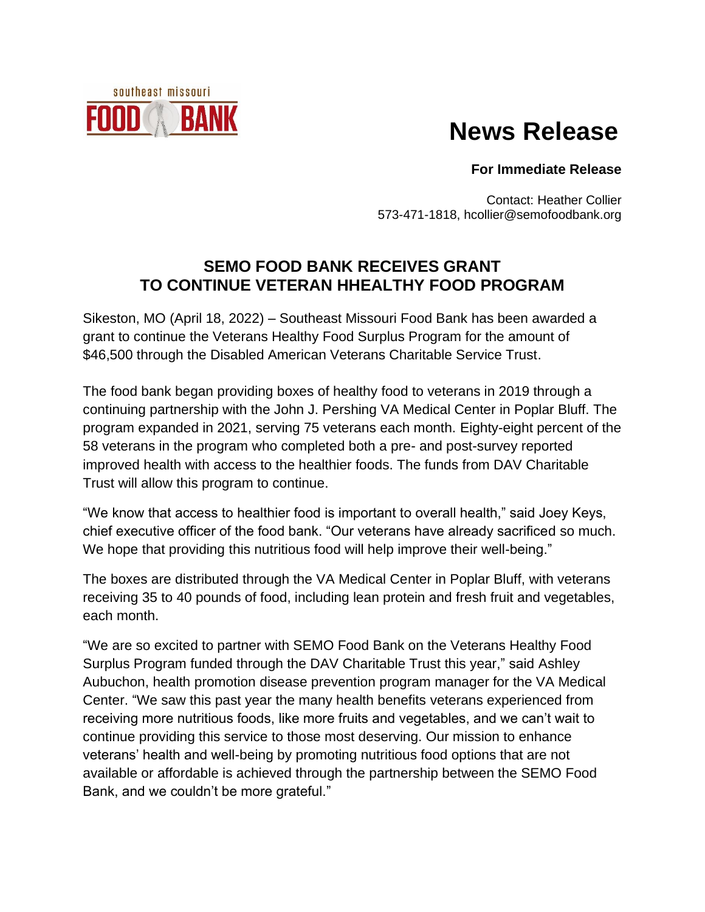southeast missouri FOOD BANK

# News Release

**For Immediate Release**

Contact: Heather Collier
573-471-1818, hcollier@semofoodbank.org

## SEMO FOOD BANK RECEIVES GRANT TO CONTINUE VETERAN HHEALTHY FOOD PROGRAM

Sikeston, MO (April 18, 2022) – Southeast Missouri Food Bank has been awarded a grant to continue the Veterans Healthy Food Surplus Program for the amount of $46,500 through the Disabled American Veterans Charitable Service Trust.

The food bank began providing boxes of healthy food to veterans in 2019 through a continuing partnership with the John J. Pershing VA Medical Center in Poplar Bluff. The program expanded in 2021, serving 75 veterans each month. Eighty-eight percent of the 58 veterans in the program who completed both a pre- and post-survey reported improved health with access to the healthier foods. The funds from DAV Charitable Trust will allow this program to continue.

"We know that access to healthier food is important to overall health," said Joey Keys, chief executive officer of the food bank. "Our veterans have already sacrificed so much. We hope that providing this nutritious food will help improve their well-being."

The boxes are distributed through the VA Medical Center in Poplar Bluff, with veterans receiving 35 to 40 pounds of food, including lean protein and fresh fruit and vegetables, each month.

"We are so excited to partner with SEMO Food Bank on the Veterans Healthy Food Surplus Program funded through the DAV Charitable Trust this year," said Ashley Aubuchon, health promotion disease prevention program manager for the VA Medical Center. "We saw this past year the many health benefits veterans experienced from receiving more nutritious foods, like more fruits and vegetables, and we can't wait to continue providing this service to those most deserving. Our mission to enhance veterans' health and well-being by promoting nutritious food options that are not available or affordable is achieved through the partnership between the SEMO Food Bank, and we couldn't be more grateful."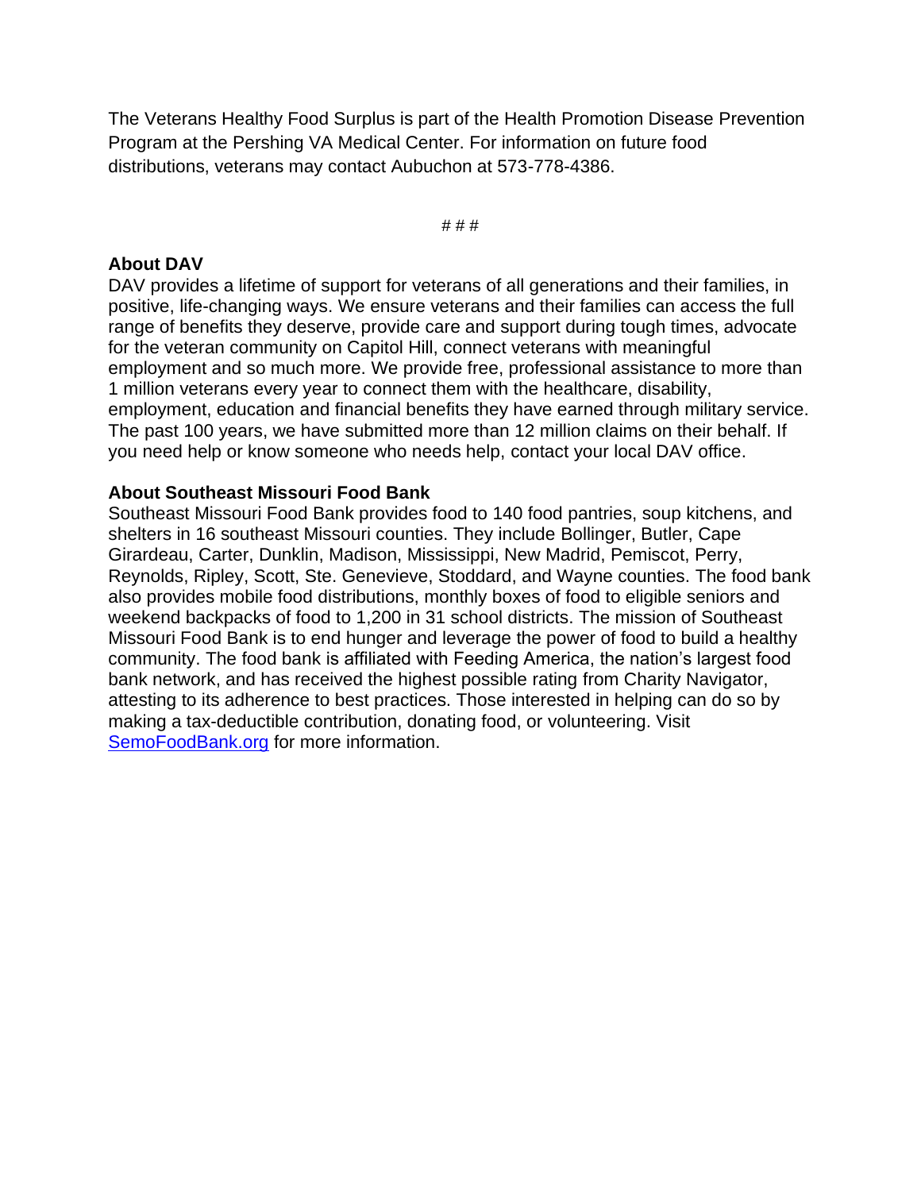The Veterans Healthy Food Surplus is part of the Health Promotion Disease Prevention Program at the Pershing VA Medical Center. For information on future food distributions, veterans may contact Aubuchon at 573-778-4386.

# # #

**About DAV**

DAV provides a lifetime of support for veterans of all generations and their families, in positive, life-changing ways. We ensure veterans and their families can access the full range of benefits they deserve, provide care and support during tough times, advocate for the veteran community on Capitol Hill, connect veterans with meaningful employment and so much more. We provide free, professional assistance to more than 1 million veterans every year to connect them with the healthcare, disability, employment, education and financial benefits they have earned through military service. The past 100 years, we have submitted more than 12 million claims on their behalf. If you need help or know someone who needs help, contact your local DAV office.

**About Southeast Missouri Food Bank**

Southeast Missouri Food Bank provides food to 140 food pantries, soup kitchens, and shelters in 16 southeast Missouri counties. They include Bollinger, Butler, Cape Girardeau, Carter, Dunklin, Madison, Mississippi, New Madrid, Pemiscot, Perry, Reynolds, Ripley, Scott, Ste. Genevieve, Stoddard, and Wayne counties. The food bank also provides mobile food distributions, monthly boxes of food to eligible seniors and weekend backpacks of food to 1,200 in 31 school districts. The mission of Southeast Missouri Food Bank is to end hunger and leverage the power of food to build a healthy community. The food bank is affiliated with Feeding America, the nation's largest food bank network, and has received the highest possible rating from Charity Navigator, attesting to its adherence to best practices. Those interested in helping can do so by making a tax-deductible contribution, donating food, or volunteering. Visit [SemoFoodBank.org](SemoFoodBank.org) for more information.